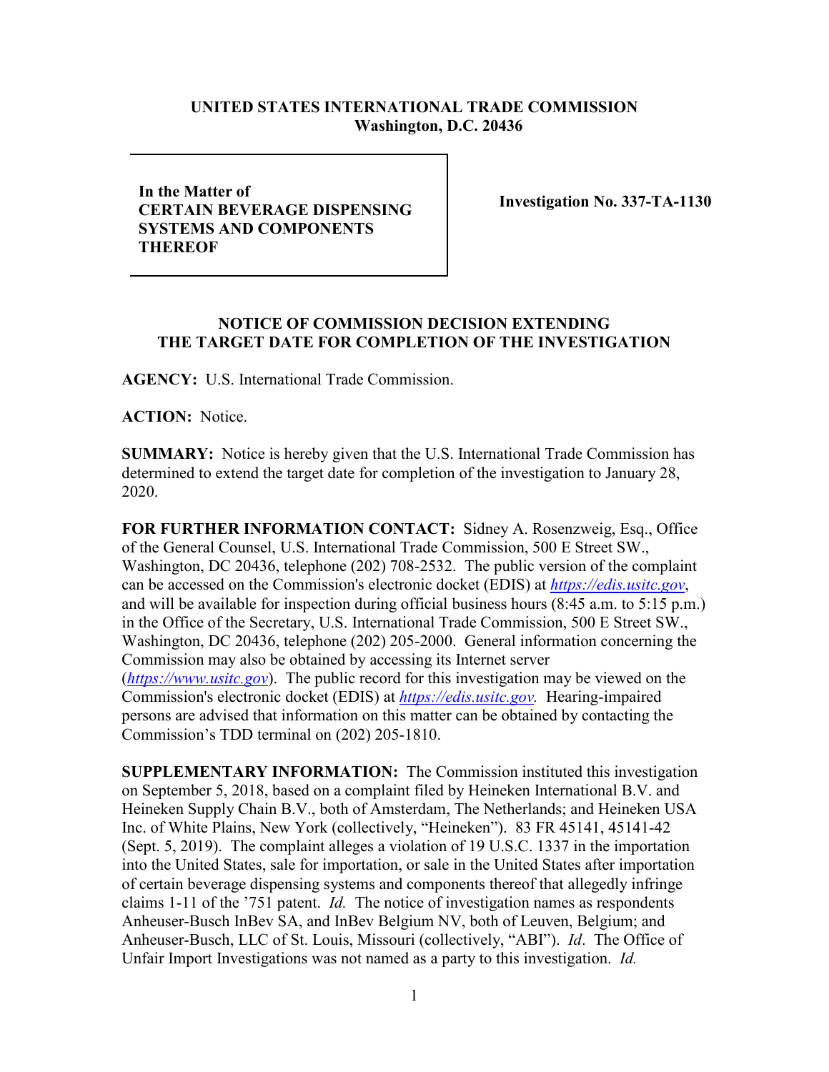**UNITED STATES INTERNATIONAL TRADE COMMISSION**
**Washington, D.C. 20436**

| **In the Matter of CERTAIN BEVERAGE DISPENSING SYSTEMS AND COMPONENTS THEREOF** | **Investigation No. 337-TA-1130** |
|---|---|

## NOTICE OF COMMISSION DECISION EXTENDING THE TARGET DATE FOR COMPLETION OF THE INVESTIGATION

**AGENCY:** U.S. International Trade Commission.

**ACTION:** Notice.

**SUMMARY:** Notice is hereby given that the U.S. International Trade Commission has determined to extend the target date for completion of the investigation to January 28, 2020.

**FOR FURTHER INFORMATION CONTACT:** Sidney A. Rosenzweig, Esq., Office of the General Counsel, U.S. International Trade Commission, 500 E Street SW., Washington, DC 20436, telephone (202) 708-2532. The public version of the complaint can be accessed on the Commission's electronic docket (EDIS) at *https://edis.usitc.gov*, and will be available for inspection during official business hours (8:45 a.m. to 5:15 p.m.) in the Office of the Secretary, U.S. International Trade Commission, 500 E Street SW., Washington, DC 20436, telephone (202) 205-2000. General information concerning the Commission may also be obtained by accessing its Internet server (*https://www.usitc.gov*). The public record for this investigation may be viewed on the Commission's electronic docket (EDIS) at *https://edis.usitc.gov.* Hearing-impaired persons are advised that information on this matter can be obtained by contacting the Commission's TDD terminal on (202) 205-1810.

**SUPPLEMENTARY INFORMATION:** The Commission instituted this investigation on September 5, 2018, based on a complaint filed by Heineken International B.V. and Heineken Supply Chain B.V., both of Amsterdam, The Netherlands; and Heineken USA Inc. of White Plains, New York (collectively, "Heineken"). 83 FR 45141, 45141-42 (Sept. 5, 2019). The complaint alleges a violation of 19 U.S.C. 1337 in the importation into the United States, sale for importation, or sale in the United States after importation of certain beverage dispensing systems and components thereof that allegedly infringe claims 1-11 of the '751 patent. *Id.* The notice of investigation names as respondents Anheuser-Busch InBev SA, and InBev Belgium NV, both of Leuven, Belgium; and Anheuser-Busch, LLC of St. Louis, Missouri (collectively, "ABI"). *Id*. The Office of Unfair Import Investigations was not named as a party to this investigation. *Id.*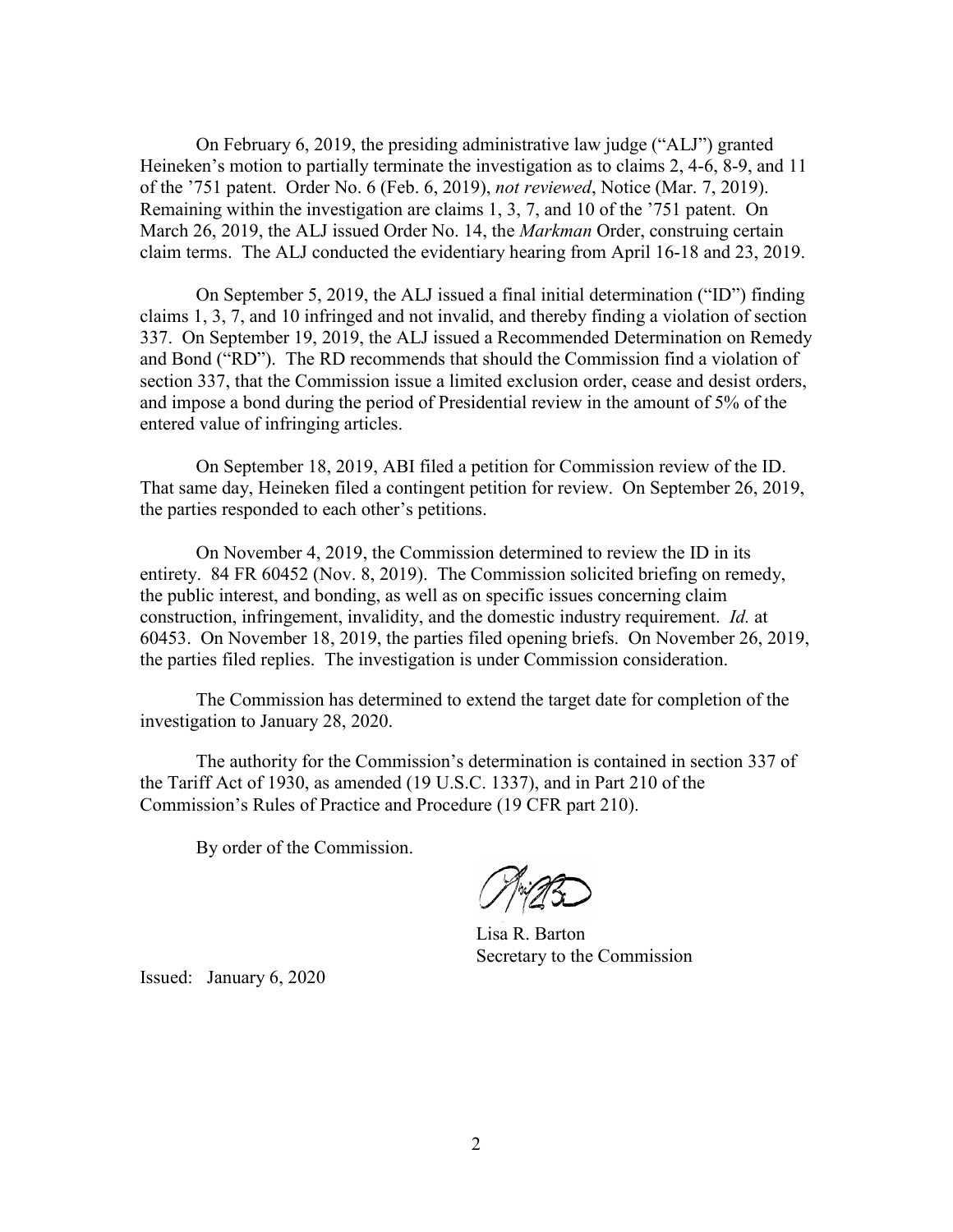On February 6, 2019, the presiding administrative law judge ("ALJ") granted Heineken's motion to partially terminate the investigation as to claims 2, 4-6, 8-9, and 11 of the '751 patent. Order No. 6 (Feb. 6, 2019), *not reviewed*, Notice (Mar. 7, 2019). Remaining within the investigation are claims 1, 3, 7, and 10 of the '751 patent. On March 26, 2019, the ALJ issued Order No. 14, the *Markman* Order, construing certain claim terms. The ALJ conducted the evidentiary hearing from April 16-18 and 23, 2019.

On September 5, 2019, the ALJ issued a final initial determination ("ID") finding claims 1, 3, 7, and 10 infringed and not invalid, and thereby finding a violation of section 337. On September 19, 2019, the ALJ issued a Recommended Determination on Remedy and Bond ("RD"). The RD recommends that should the Commission find a violation of section 337, that the Commission issue a limited exclusion order, cease and desist orders, and impose a bond during the period of Presidential review in the amount of 5% of the entered value of infringing articles.

On September 18, 2019, ABI filed a petition for Commission review of the ID. That same day, Heineken filed a contingent petition for review. On September 26, 2019, the parties responded to each other's petitions.

On November 4, 2019, the Commission determined to review the ID in its entirety. 84 FR 60452 (Nov. 8, 2019). The Commission solicited briefing on remedy, the public interest, and bonding, as well as on specific issues concerning claim construction, infringement, invalidity, and the domestic industry requirement. *Id.* at 60453. On November 18, 2019, the parties filed opening briefs. On November 26, 2019, the parties filed replies. The investigation is under Commission consideration.

The Commission has determined to extend the target date for completion of the investigation to January 28, 2020.

The authority for the Commission's determination is contained in section 337 of the Tariff Act of 1930, as amended (19 U.S.C. 1337), and in Part 210 of the Commission's Rules of Practice and Procedure (19 CFR part 210).

By order of the Commission.

Lisa R. Barton
Secretary to the Commission

Issued: January 6, 2020